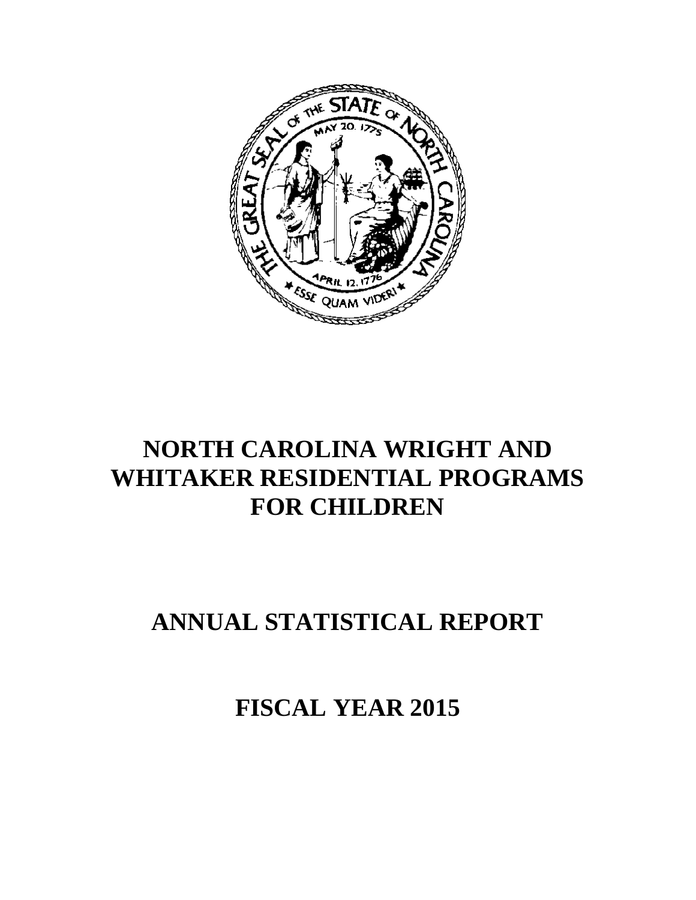# NORTH CAROLINA WRIGHT AND WHITAKER RESIDENTIAL PROGRAMS FOR CHILDREN

# ANNUAL STATISTICAL REPORT

# FISCAL YEAR 2015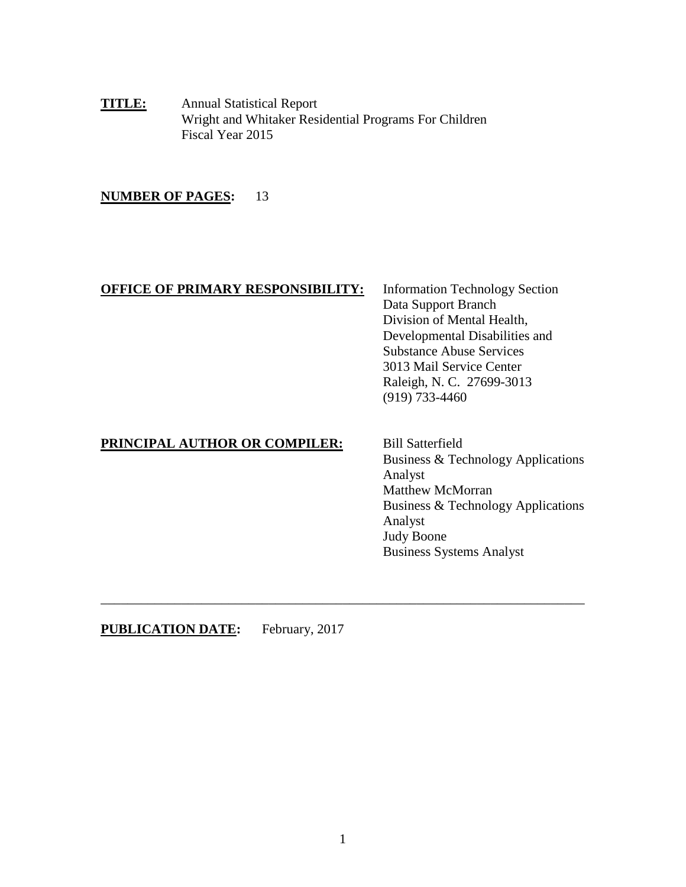**TITLE:** Annual Statistical Report
Wright and Whitaker Residential Programs For Children
Fiscal Year 2015

**NUMBER OF PAGES:** 13

**OFFICE OF PRIMARY RESPONSIBILITY:**
Information Technology Section
Data Support Branch
Division of Mental Health,
Developmental Disabilities and
Substance Abuse Services
3013 Mail Service Center
Raleigh, N. C. 27699-3013
(919) 733-4460

**PRINCIPAL AUTHOR OR COMPILER:**
Bill Satterfield
Business & Technology Applications Analyst
Matthew McMorran
Business & Technology Applications Analyst
Judy Boone
Business Systems Analyst

---

**PUBLICATION DATE:** February, 2017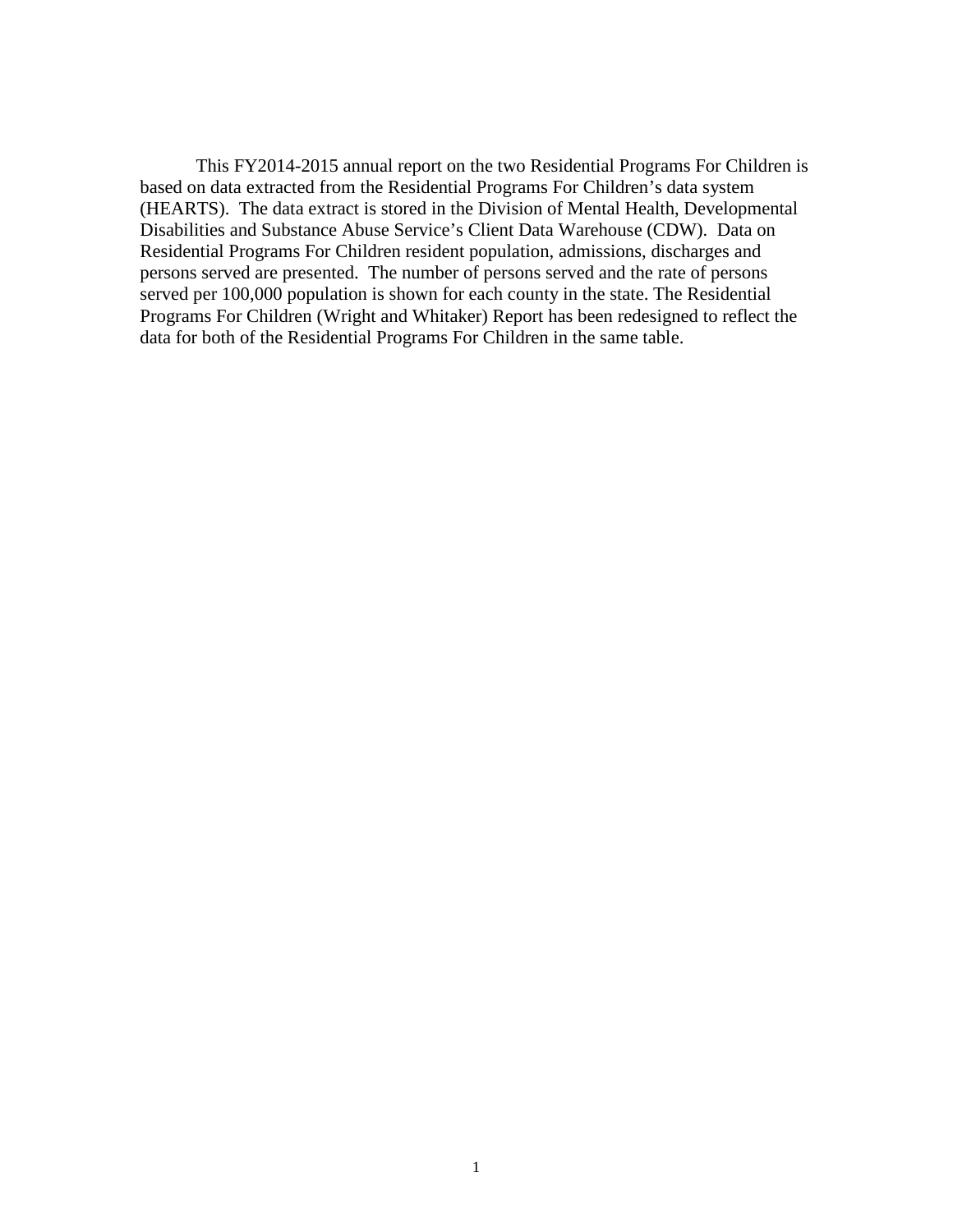This FY2014-2015 annual report on the two Residential Programs For Children is based on data extracted from the Residential Programs For Children's data system (HEARTS). The data extract is stored in the Division of Mental Health, Developmental Disabilities and Substance Abuse Service's Client Data Warehouse (CDW). Data on Residential Programs For Children resident population, admissions, discharges and persons served are presented. The number of persons served and the rate of persons served per 100,000 population is shown for each county in the state. The Residential Programs For Children (Wright and Whitaker) Report has been redesigned to reflect the data for both of the Residential Programs For Children in the same table.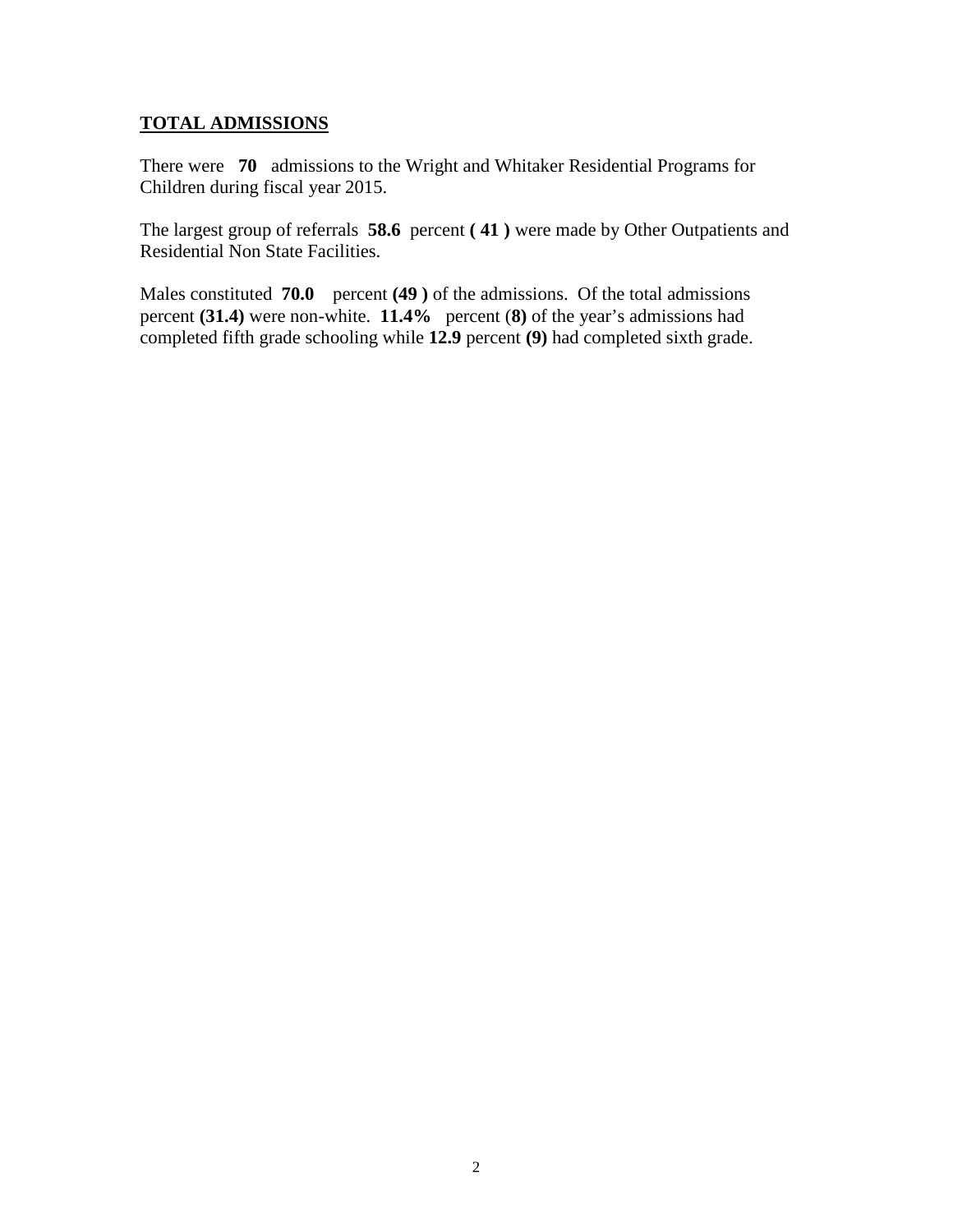## TOTAL ADMISSIONS

There were **70** admissions to the Wright and Whitaker Residential Programs for Children during fiscal year 2015.

The largest group of referrals **58.6** percent **( 41 )** were made by Other Outpatients and Residential Non State Facilities.

Males constituted **70.0** percent **(49 )** of the admissions. Of the total admissions percent **(31.4)** were non-white. **11.4%** percent (**8)** of the year's admissions had completed fifth grade schooling while **12.9** percent **(9)** had completed sixth grade.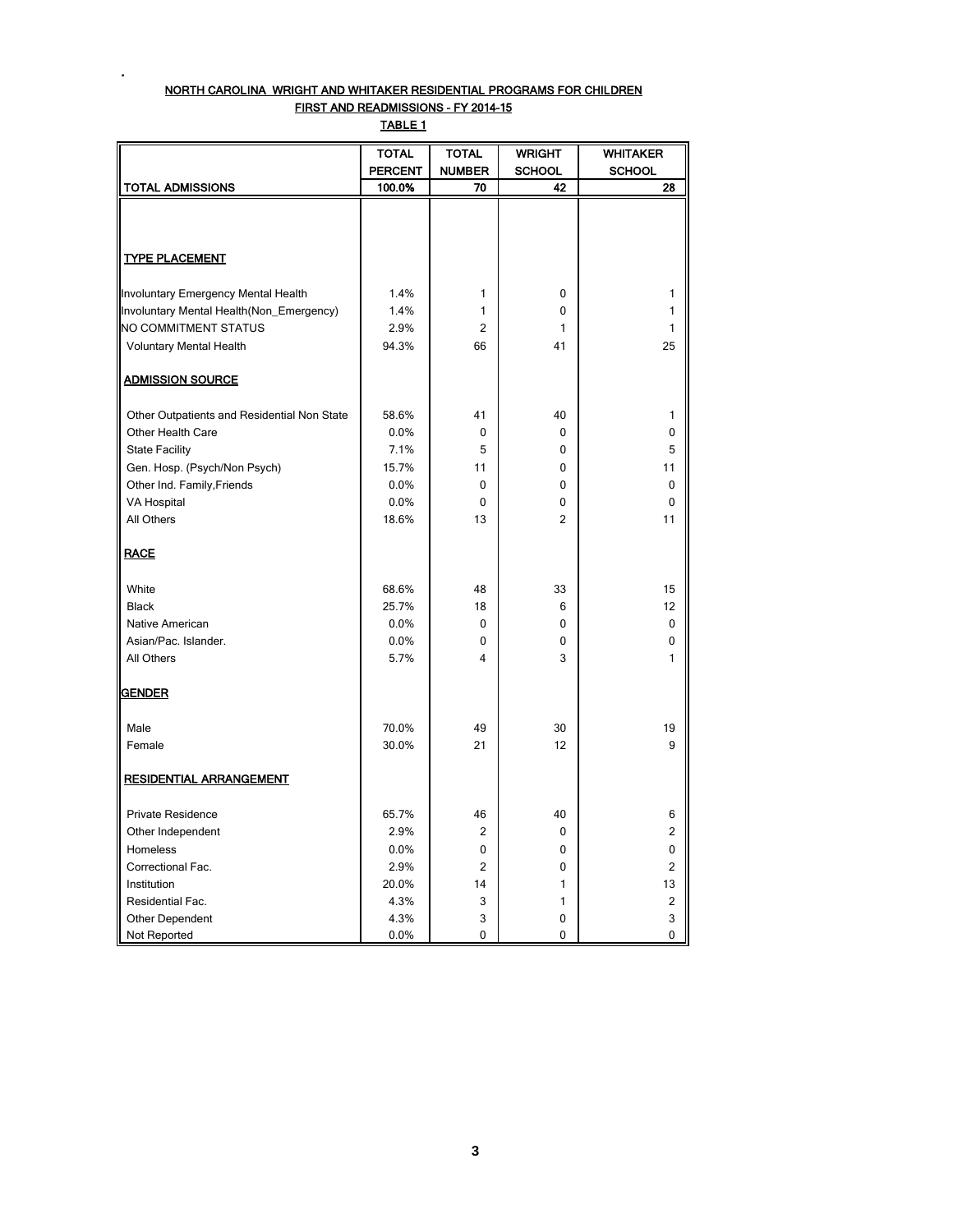## NORTH CAROLINA WRIGHT AND WHITAKER RESIDENTIAL PROGRAMS FOR CHILDREN

### FIRST AND READMISSIONS - FY 2014-15

### TABLE 1

| | TOTAL PERCENT | TOTAL NUMBER | WRIGHT SCHOOL | WHITAKER SCHOOL |
|---|---|---|---|---|
| **TOTAL ADMISSIONS** | **100.0%** | **70** | **42** | **28** |
| **TYPE PLACEMENT** | | | | |
| Involuntary Emergency Mental Health | 1.4% | 1 | 0 | 1 |
| Involuntary Mental Health(Non_Emergency) | 1.4% | 1 | 0 | 1 |
| NO COMMITMENT STATUS | 2.9% | 2 | 1 | 1 |
| Voluntary Mental Health | 94.3% | 66 | 41 | 25 |
| **ADMISSION SOURCE** | | | | |
| Other Outpatients and Residential Non State | 58.6% | 41 | 40 | 1 |
| Other Health Care | 0.0% | 0 | 0 | 0 |
| State Facility | 7.1% | 5 | 0 | 5 |
| Gen. Hosp. (Psych/Non Psych) | 15.7% | 11 | 0 | 11 |
| Other Ind. Family,Friends | 0.0% | 0 | 0 | 0 |
| VA Hospital | 0.0% | 0 | 0 | 0 |
| All Others | 18.6% | 13 | 2 | 11 |
| **RACE** | | | | |
| White | 68.6% | 48 | 33 | 15 |
| Black | 25.7% | 18 | 6 | 12 |
| Native American | 0.0% | 0 | 0 | 0 |
| Asian/Pac. Islander. | 0.0% | 0 | 0 | 0 |
| All Others | 5.7% | 4 | 3 | 1 |
| **GENDER** | | | | |
| Male | 70.0% | 49 | 30 | 19 |
| Female | 30.0% | 21 | 12 | 9 |
| **RESIDENTIAL ARRANGEMENT** | | | | |
| Private Residence | 65.7% | 46 | 40 | 6 |
| Other Independent | 2.9% | 2 | 0 | 2 |
| Homeless | 0.0% | 0 | 0 | 0 |
| Correctional Fac. | 2.9% | 2 | 0 | 2 |
| Institution | 20.0% | 14 | 1 | 13 |
| Residential Fac. | 4.3% | 3 | 1 | 2 |
| Other Dependent | 4.3% | 3 | 0 | 3 |
| Not Reported | 0.0% | 0 | 0 | 0 |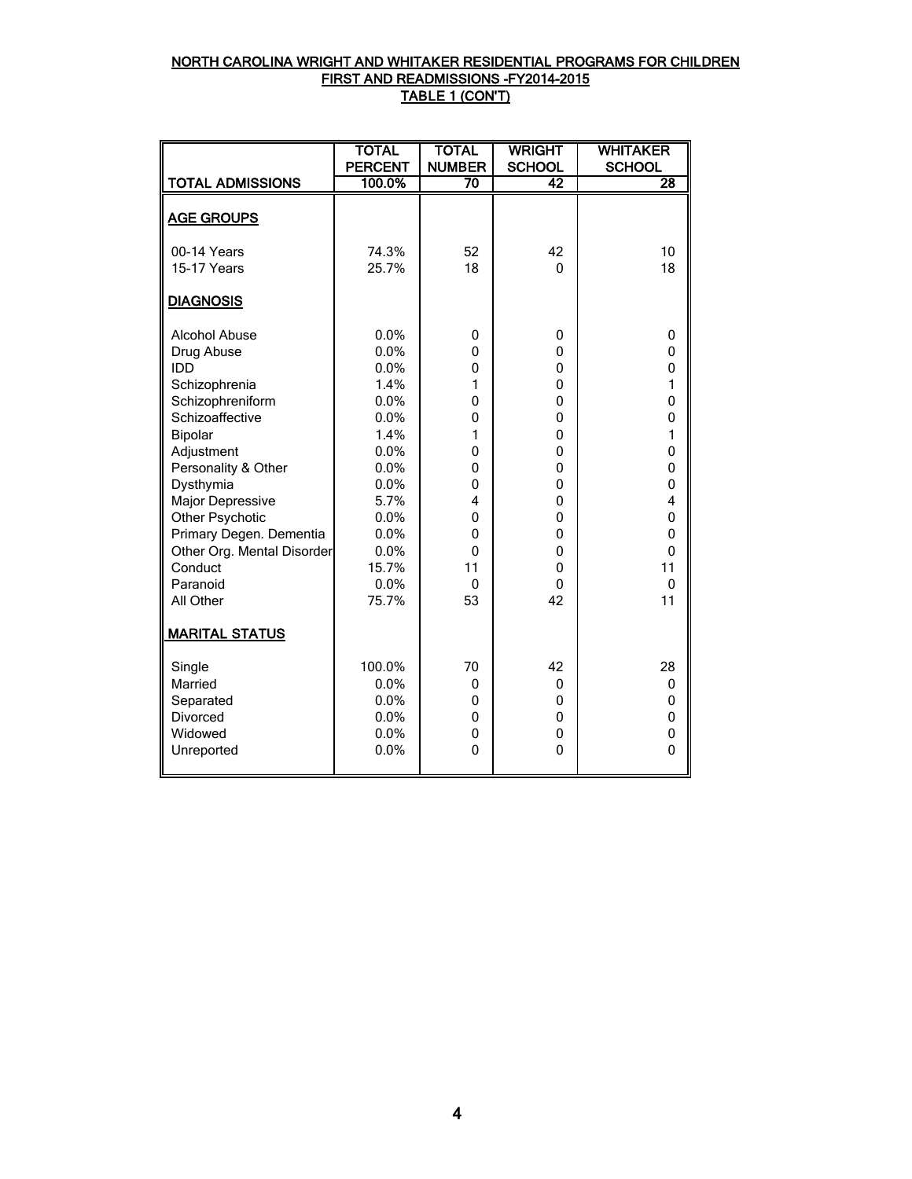# NORTH CAROLINA WRIGHT AND WHITAKER RESIDENTIAL PROGRAMS FOR CHILDREN
## FIRST AND READMISSIONS -FY2014-2015
### TABLE 1 (CON'T)

| | TOTAL PERCENT | TOTAL NUMBER | WRIGHT SCHOOL | WHITAKER SCHOOL |
|---|---|---|---|---|
| **TOTAL ADMISSIONS** | 100.0% | 70 | 42 | 28 |
| **AGE GROUPS** | | | | |
| 00-14 Years | 74.3% | 52 | 42 | 10 |
| 15-17 Years | 25.7% | 18 | 0 | 18 |
| **DIAGNOSIS** | | | | |
| Alcohol Abuse | 0.0% | 0 | 0 | 0 |
| Drug Abuse | 0.0% | 0 | 0 | 0 |
| IDD | 0.0% | 0 | 0 | 0 |
| Schizophrenia | 1.4% | 1 | 0 | 1 |
| Schizophreniform | 0.0% | 0 | 0 | 0 |
| Schizoaffective | 0.0% | 0 | 0 | 0 |
| Bipolar | 1.4% | 1 | 0 | 1 |
| Adjustment | 0.0% | 0 | 0 | 0 |
| Personality & Other | 0.0% | 0 | 0 | 0 |
| Dysthymia | 0.0% | 0 | 0 | 0 |
| Major Depressive | 5.7% | 4 | 0 | 4 |
| Other Psychotic | 0.0% | 0 | 0 | 0 |
| Primary Degen. Dementia | 0.0% | 0 | 0 | 0 |
| Other Org. Mental Disorder | 0.0% | 0 | 0 | 0 |
| Conduct | 15.7% | 11 | 0 | 11 |
| Paranoid | 0.0% | 0 | 0 | 0 |
| All Other | 75.7% | 53 | 42 | 11 |
| **MARITAL STATUS** | | | | |
| Single | 100.0% | 70 | 42 | 28 |
| Married | 0.0% | 0 | 0 | 0 |
| Separated | 0.0% | 0 | 0 | 0 |
| Divorced | 0.0% | 0 | 0 | 0 |
| Widowed | 0.0% | 0 | 0 | 0 |
| Unreported | 0.0% | 0 | 0 | 0 |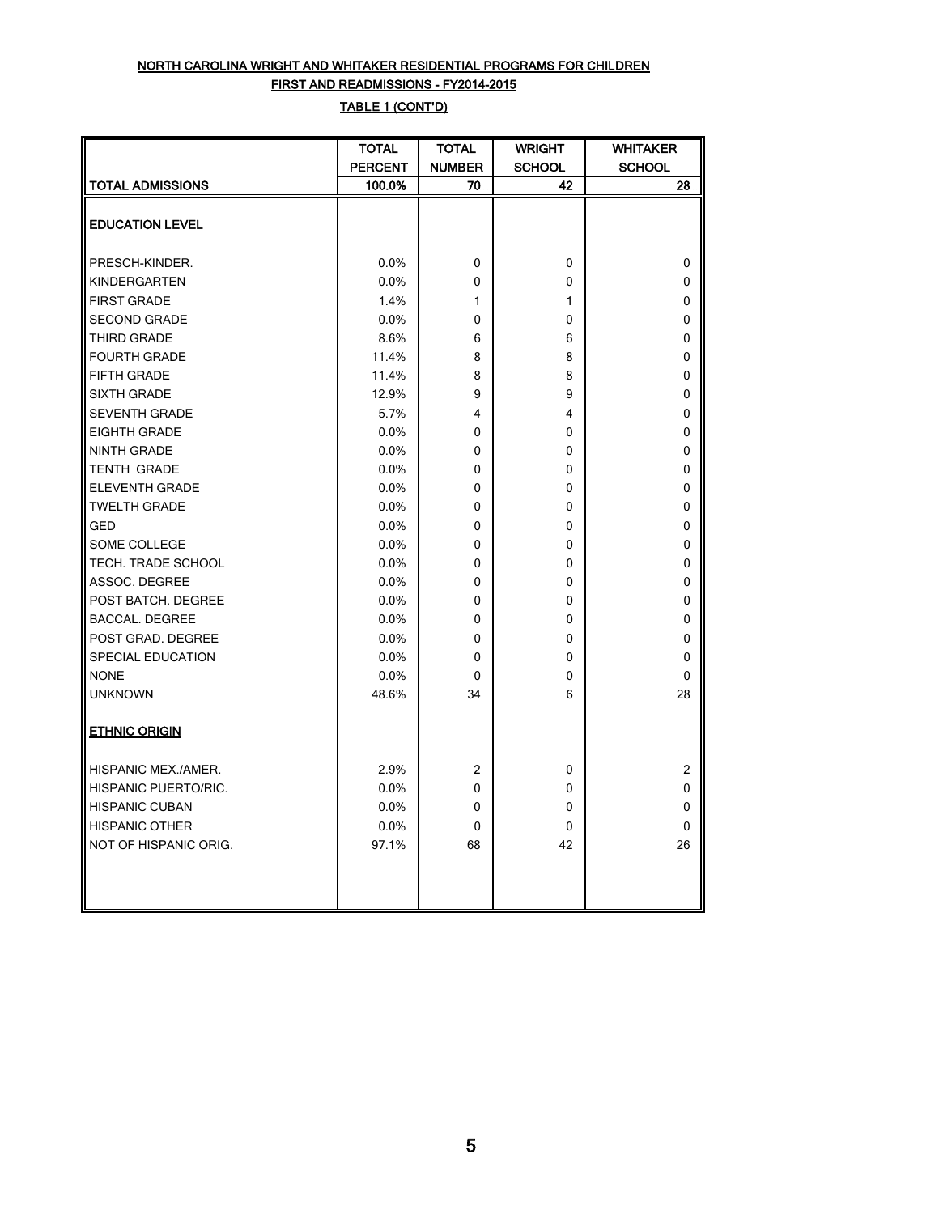**NORTH CAROLINA WRIGHT AND WHITAKER RESIDENTIAL PROGRAMS FOR CHILDREN**

**FIRST AND READMISSIONS - FY2014-2015**

**TABLE 1 (CONT'D)**

| | TOTAL PERCENT | TOTAL NUMBER | WRIGHT SCHOOL | WHITAKER SCHOOL |
|---|---|---|---|---|
| **TOTAL ADMISSIONS** | **100.0%** | **70** | **42** | **28** |
| **EDUCATION LEVEL** | | | | |
| PRESCH-KINDER. | 0.0% | 0 | 0 | 0 |
| KINDERGARTEN | 0.0% | 0 | 0 | 0 |
| FIRST GRADE | 1.4% | 1 | 1 | 0 |
| SECOND GRADE | 0.0% | 0 | 0 | 0 |
| THIRD GRADE | 8.6% | 6 | 6 | 0 |
| FOURTH GRADE | 11.4% | 8 | 8 | 0 |
| FIFTH GRADE | 11.4% | 8 | 8 | 0 |
| SIXTH GRADE | 12.9% | 9 | 9 | 0 |
| SEVENTH GRADE | 5.7% | 4 | 4 | 0 |
| EIGHTH GRADE | 0.0% | 0 | 0 | 0 |
| NINTH GRADE | 0.0% | 0 | 0 | 0 |
| TENTH GRADE | 0.0% | 0 | 0 | 0 |
| ELEVENTH GRADE | 0.0% | 0 | 0 | 0 |
| TWELTH GRADE | 0.0% | 0 | 0 | 0 |
| GED | 0.0% | 0 | 0 | 0 |
| SOME COLLEGE | 0.0% | 0 | 0 | 0 |
| TECH. TRADE SCHOOL | 0.0% | 0 | 0 | 0 |
| ASSOC. DEGREE | 0.0% | 0 | 0 | 0 |
| POST BATCH. DEGREE | 0.0% | 0 | 0 | 0 |
| BACCAL. DEGREE | 0.0% | 0 | 0 | 0 |
| POST GRAD. DEGREE | 0.0% | 0 | 0 | 0 |
| SPECIAL EDUCATION | 0.0% | 0 | 0 | 0 |
| NONE | 0.0% | 0 | 0 | 0 |
| UNKNOWN | 48.6% | 34 | 6 | 28 |
| **ETHNIC ORIGIN** | | | | |
| HISPANIC MEX./AMER. | 2.9% | 2 | 0 | 2 |
| HISPANIC PUERTO/RIC. | 0.0% | 0 | 0 | 0 |
| HISPANIC CUBAN | 0.0% | 0 | 0 | 0 |
| HISPANIC OTHER | 0.0% | 0 | 0 | 0 |
| NOT OF HISPANIC ORIG. | 97.1% | 68 | 42 | 26 |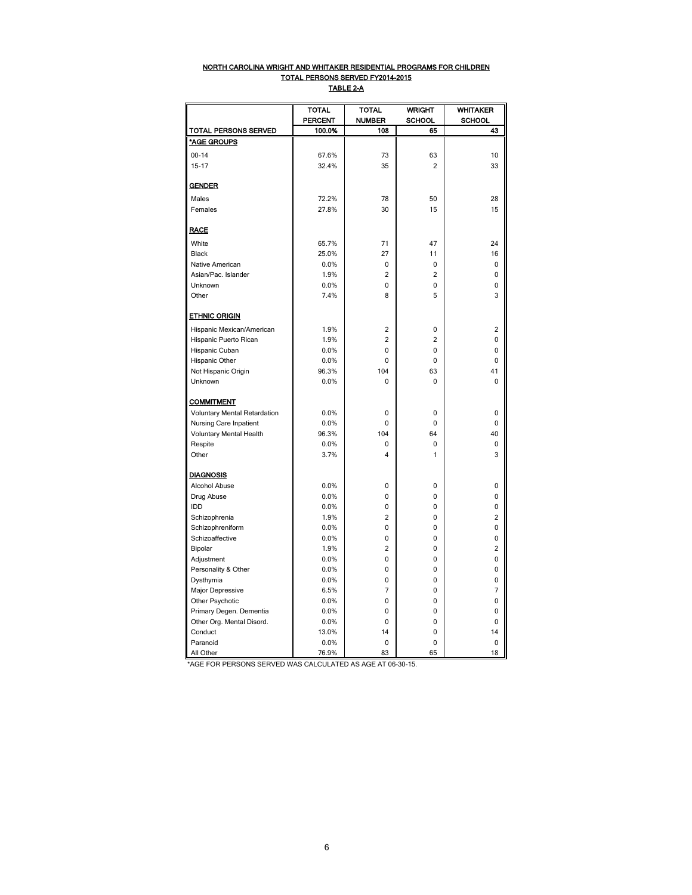**NORTH CAROLINA WRIGHT AND WHITAKER RESIDENTIAL PROGRAMS FOR CHILDREN**

**TOTAL PERSONS SERVED FY2014-2015**

**TABLE 2-A**

| | TOTAL PERCENT | TOTAL NUMBER | WRIGHT SCHOOL | WHITAKER SCHOOL |
|---|---|---|---|---|
| **TOTAL PERSONS SERVED** | **100.0%** | **108** | **65** | **43** |
| ***AGE GROUPS** | | | | |
| 00-14 | 67.6% | 73 | 63 | 10 |
| 15-17 | 32.4% | 35 | 2 | 33 |
| **GENDER** | | | | |
| Males | 72.2% | 78 | 50 | 28 |
| Females | 27.8% | 30 | 15 | 15 |
| **RACE** | | | | |
| White | 65.7% | 71 | 47 | 24 |
| Black | 25.0% | 27 | 11 | 16 |
| Native American | 0.0% | 0 | 0 | 0 |
| Asian/Pac. Islander | 1.9% | 2 | 2 | 0 |
| Unknown | 0.0% | 0 | 0 | 0 |
| Other | 7.4% | 8 | 5 | 3 |
| **ETHNIC ORIGIN** | | | | |
| Hispanic Mexican/American | 1.9% | 2 | 0 | 2 |
| Hispanic Puerto Rican | 1.9% | 2 | 2 | 0 |
| Hispanic Cuban | 0.0% | 0 | 0 | 0 |
| Hispanic Other | 0.0% | 0 | 0 | 0 |
| Not Hispanic Origin | 96.3% | 104 | 63 | 41 |
| Unknown | 0.0% | 0 | 0 | 0 |
| **COMMITMENT** | | | | |
| Voluntary Mental Retardation | 0.0% | 0 | 0 | 0 |
| Nursing Care Inpatient | 0.0% | 0 | 0 | 0 |
| Voluntary Mental Health | 96.3% | 104 | 64 | 40 |
| Respite | 0.0% | 0 | 0 | 0 |
| Other | 3.7% | 4 | 1 | 3 |
| **DIAGNOSIS** | | | | |
| Alcohol Abuse | 0.0% | 0 | 0 | 0 |
| Drug Abuse | 0.0% | 0 | 0 | 0 |
| IDD | 0.0% | 0 | 0 | 0 |
| Schizophrenia | 1.9% | 2 | 0 | 2 |
| Schizophreniform | 0.0% | 0 | 0 | 0 |
| Schizoaffective | 0.0% | 0 | 0 | 0 |
| Bipolar | 1.9% | 2 | 0 | 2 |
| Adjustment | 0.0% | 0 | 0 | 0 |
| Personality & Other | 0.0% | 0 | 0 | 0 |
| Dysthymia | 0.0% | 0 | 0 | 0 |
| Major Depressive | 6.5% | 7 | 0 | 7 |
| Other Psychotic | 0.0% | 0 | 0 | 0 |
| Primary Degen. Dementia | 0.0% | 0 | 0 | 0 |
| Other Org. Mental Disord. | 0.0% | 0 | 0 | 0 |
| Conduct | 13.0% | 14 | 0 | 14 |
| Paranoid | 0.0% | 0 | 0 | 0 |
| All Other | 76.9% | 83 | 65 | 18 |

*AGE FOR PERSONS SERVED WAS CALCULATED AS AGE AT 06-30-15.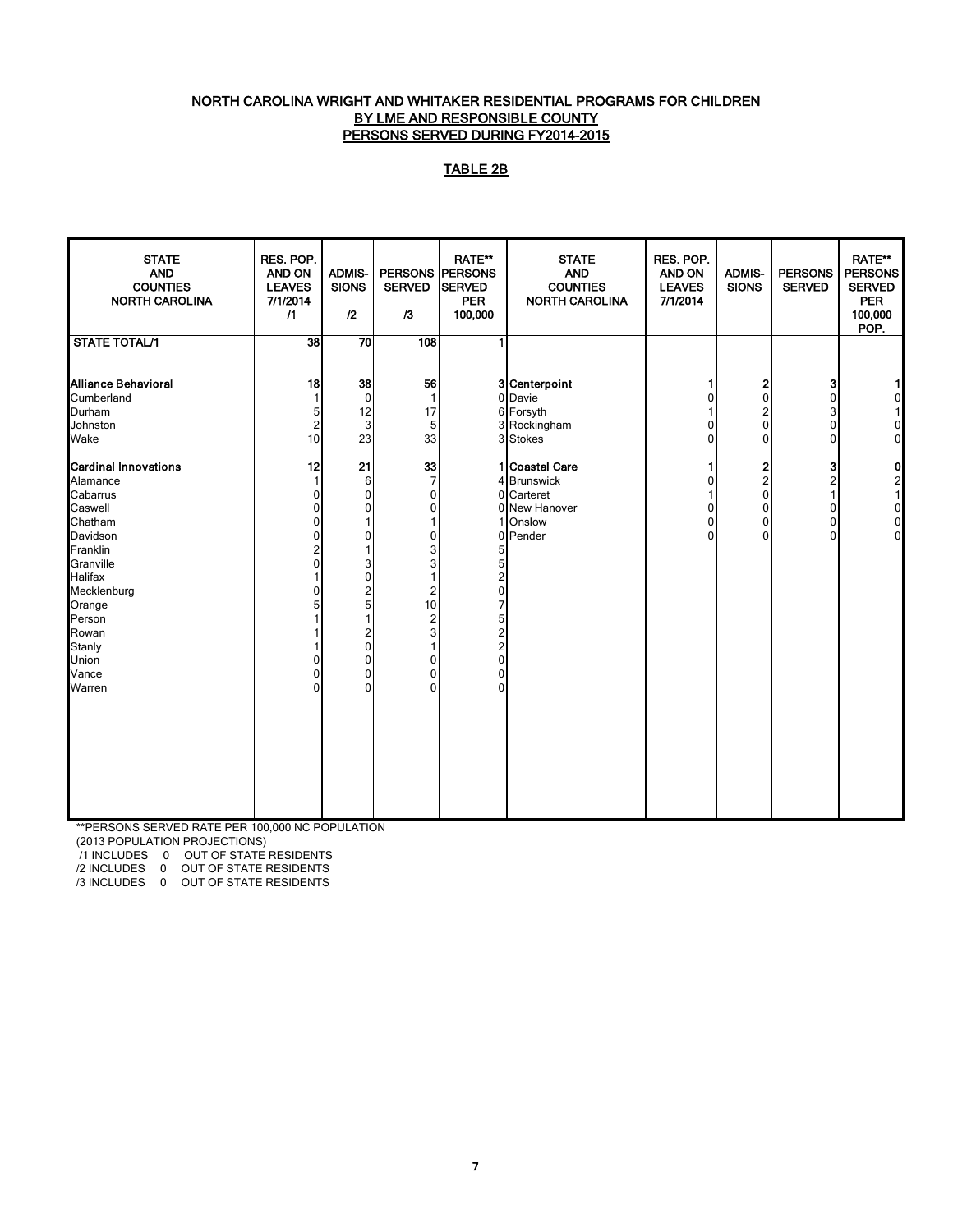NORTH CAROLINA WRIGHT AND WHITAKER RESIDENTIAL PROGRAMS FOR CHILDREN
BY LME AND RESPONSIBLE COUNTY
PERSONS SERVED DURING FY2014-2015

TABLE 2B

| STATE AND COUNTIES NORTH CAROLINA | RES. POP. AND ON LEAVES 7/1/2014 /1 | ADMIS-SIONS /2 | PERSONS SERVED /3 | RATE** PERSONS SERVED PER 100,000 | STATE AND COUNTIES NORTH CAROLINA | RES. POP. AND ON LEAVES 7/1/2014 | ADMIS-SIONS | PERSONS SERVED | RATE** PERSONS SERVED PER 100,000 POP. |
|---|---|---|---|---|---|---|---|---|---|
| **STATE TOTAL/1** | **38** | **70** | **108** | **1** | | | | | |
| **Alliance Behavioral** | **18** | **38** | **56** | **3** | **Centerpoint** | **1** | **2** | **3** | **1** |
| Cumberland | 1 | 0 | 1 | 0 | Davie | 0 | 0 | 0 | 0 |
| Durham | 5 | 12 | 17 | 6 | Forsyth | 1 | 2 | 3 | 1 |
| Johnston | 2 | 3 | 5 | 3 | Rockingham | 0 | 0 | 0 | 0 |
| Wake | 10 | 23 | 33 | 3 | Stokes | 0 | 0 | 0 | 0 |
| **Cardinal Innovations** | **12** | **21** | **33** | **1** | **Coastal Care** | **1** | **2** | **3** | **0** |
| Alamance | 1 | 6 | 7 | 4 | Brunswick | 0 | 2 | 2 | 2 |
| Cabarrus | 0 | 0 | 0 | 0 | Carteret | 1 | 0 | 1 | 1 |
| Caswell | 0 | 0 | 0 | 0 | New Hanover | 0 | 0 | 0 | 0 |
| Chatham | 0 | 1 | 1 | 1 | Onslow | 0 | 0 | 0 | 0 |
| Davidson | 0 | 0 | 0 | 0 | Pender | 0 | 0 | 0 | 0 |
| Franklin | 2 | 1 | 3 | 5 | | | | | |
| Granville | 0 | 3 | 3 | 5 | | | | | |
| Halifax | 1 | 0 | 1 | 2 | | | | | |
| Mecklenburg | 0 | 2 | 2 | 0 | | | | | |
| Orange | 5 | 5 | 10 | 7 | | | | | |
| Person | 1 | 1 | 2 | 5 | | | | | |
| Rowan | 1 | 2 | 3 | 2 | | | | | |
| Stanly | 1 | 0 | 1 | 2 | | | | | |
| Union | 0 | 0 | 0 | 0 | | | | | |
| Vance | 0 | 0 | 0 | 0 | | | | | |
| Warren | 0 | 0 | 0 | 0 | | | | | |

**PERSONS SERVED RATE PER 100,000 NC POPULATION
(2013 POPULATION PROJECTIONS)
/1 INCLUDES 0 OUT OF STATE RESIDENTS
/2 INCLUDES 0 OUT OF STATE RESIDENTS
/3 INCLUDES 0 OUT OF STATE RESIDENTS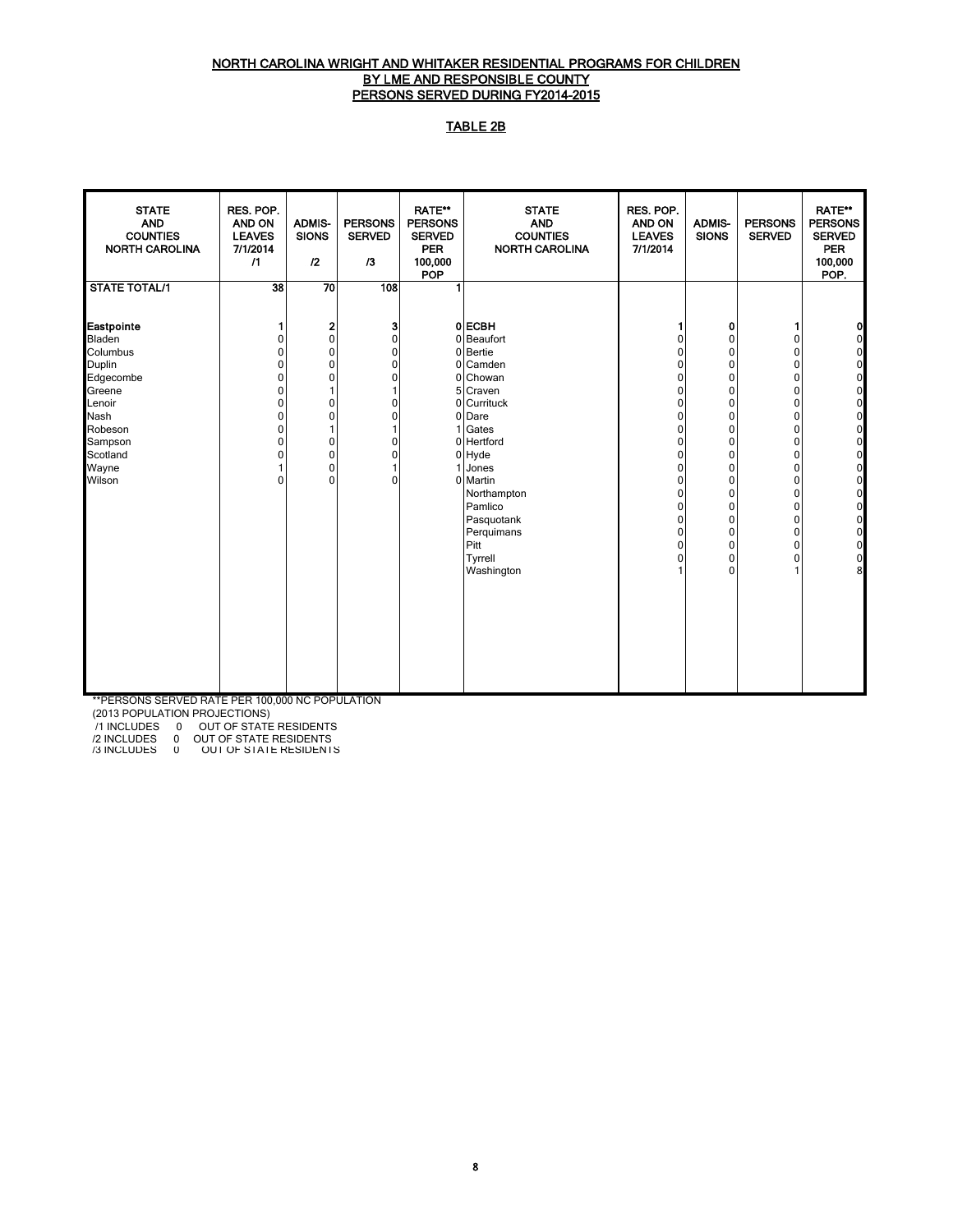NORTH CAROLINA WRIGHT AND WHITAKER RESIDENTIAL PROGRAMS FOR CHILDREN
BY LME AND RESPONSIBLE COUNTY
PERSONS SERVED DURING FY2014-2015

TABLE 2B

| STATE AND COUNTIES NORTH CAROLINA | RES. POP. AND ON LEAVES 7/1/2014 /1 | ADMIS-SIONS /2 | PERSONS SERVED /3 | RATE** PERSONS SERVED PER 100,000 POP | STATE AND COUNTIES NORTH CAROLINA | RES. POP. AND ON LEAVES 7/1/2014 | ADMIS-SIONS | PERSONS SERVED | RATE** PERSONS SERVED PER 100,000 POP. |
|---|---|---|---|---|---|---|---|---|---|
| **STATE TOTAL/1** | 38 | 70 | 108 | 1 | | | | | |
| **Eastpointe** | 1 | 2 | 3 | 0 | **ECBH** | 1 | 0 | 1 | 0 |
| Bladen | 0 | 0 | 0 | 0 | Beaufort | 0 | 0 | 0 | 0 |
| Columbus | 0 | 0 | 0 | 0 | Bertie | 0 | 0 | 0 | 0 |
| Duplin | 0 | 0 | 0 | 0 | Camden | 0 | 0 | 0 | 0 |
| Edgecombe | 0 | 0 | 0 | 0 | Chowan | 0 | 0 | 0 | 0 |
| Greene | 0 | 1 | 1 | 5 | Craven | 0 | 0 | 0 | 0 |
| Lenoir | 0 | 0 | 0 | 0 | Currituck | 0 | 0 | 0 | 0 |
| Nash | 0 | 0 | 0 | 0 | Dare | 0 | 0 | 0 | 0 |
| Robeson | 0 | 1 | 1 | 1 | Gates | 0 | 0 | 0 | 0 |
| Sampson | 0 | 0 | 0 | 0 | Hertford | 0 | 0 | 0 | 0 |
| Scotland | 0 | 0 | 0 | 0 | Hyde | 0 | 0 | 0 | 0 |
| Wayne | 1 | 0 | 1 | 1 | Jones | 0 | 0 | 0 | 0 |
| Wilson | 0 | 0 | 0 | 0 | Martin | 0 | 0 | 0 | 0 |
| | | | | | Northampton | 0 | 0 | 0 | 0 |
| | | | | | Pamlico | 0 | 0 | 0 | 0 |
| | | | | | Pasquotank | 0 | 0 | 0 | 0 |
| | | | | | Perquimans | 0 | 0 | 0 | 0 |
| | | | | | Pitt | 0 | 0 | 0 | 0 |
| | | | | | Tyrrell | 0 | 0 | 0 | 0 |
| | | | | | Washington | 1 | 0 | 1 | 8 |

**PERSONS SERVED RATE PER 100,000 NC POPULATION
(2013 POPULATION PROJECTIONS)
/1 INCLUDES 0 OUT OF STATE RESIDENTS
/2 INCLUDES 0 OUT OF STATE RESIDENTS
/3 INCLUDES 0 OUT OF STATE RESIDENTS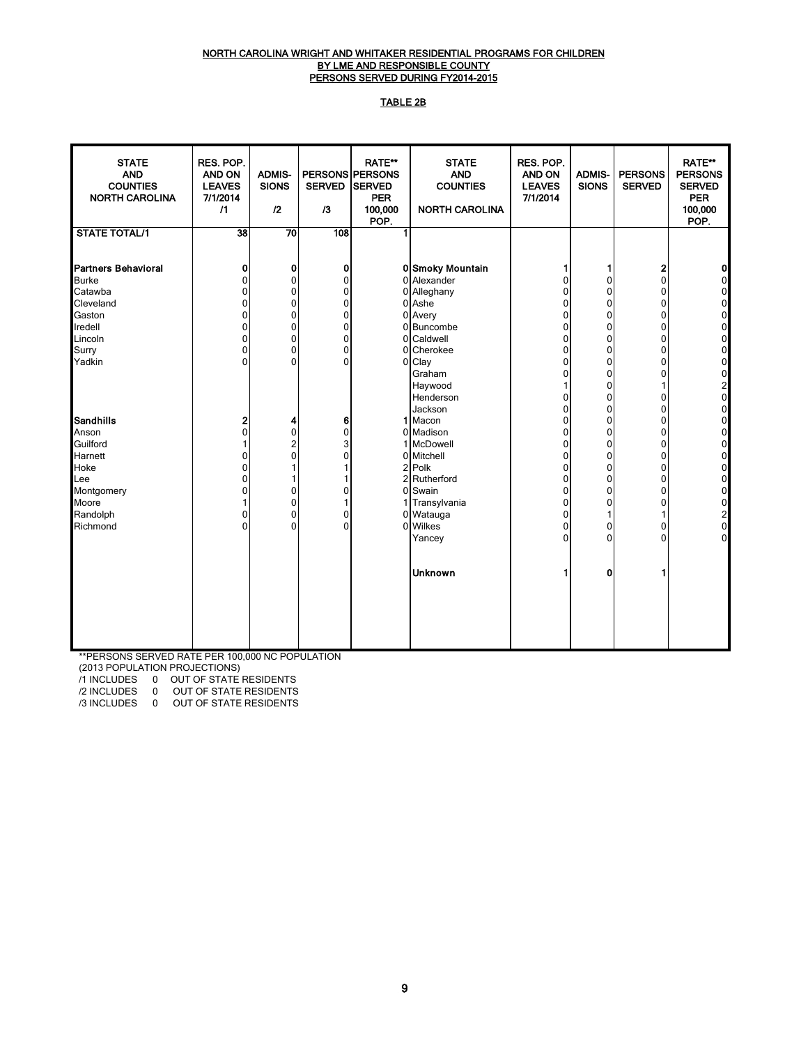**NORTH CAROLINA WRIGHT AND WHITAKER RESIDENTIAL PROGRAMS FOR CHILDREN**
**BY LME AND RESPONSIBLE COUNTY**
**PERSONS SERVED DURING FY2014-2015**

**TABLE 2B**

| STATE AND COUNTIES NORTH CAROLINA | RES. POP. AND ON LEAVES 7/1/2014 /1 | ADMIS-SIONS /2 | PERSONS SERVED /3 | RATE** PERSONS SERVED PER 100,000 POP. | STATE AND COUNTIES NORTH CAROLINA | RES. POP. AND ON LEAVES 7/1/2014 | ADMIS-SIONS | PERSONS SERVED | RATE** PERSONS SERVED PER 100,000 POP. |
|---|---|---|---|---|---|---|---|---|---|
| **STATE TOTAL/1** | 38 | 70 | 108 | 1 | | | | | |
| **Partners Behavioral** | 0 | 0 | 0 | 0 | **Smoky Mountain** | 1 | 1 | 2 | 0 |
| Burke | 0 | 0 | 0 | 0 | Alexander | 0 | 0 | 0 | 0 |
| Catawba | 0 | 0 | 0 | 0 | Alleghany | 0 | 0 | 0 | 0 |
| Cleveland | 0 | 0 | 0 | 0 | Ashe | 0 | 0 | 0 | 0 |
| Gaston | 0 | 0 | 0 | 0 | Avery | 0 | 0 | 0 | 0 |
| Iredell | 0 | 0 | 0 | 0 | Buncombe | 0 | 0 | 0 | 0 |
| Lincoln | 0 | 0 | 0 | 0 | Caldwell | 0 | 0 | 0 | 0 |
| Surry | 0 | 0 | 0 | 0 | Cherokee | 0 | 0 | 0 | 0 |
| Yadkin | 0 | 0 | 0 | 0 | Clay | 0 | 0 | 0 | 0 |
| | | | | | Graham | 0 | 0 | 0 | 0 |
| | | | | | Haywood | 1 | 0 | 1 | 2 |
| | | | | | Henderson | 0 | 0 | 0 | 0 |
| | | | | | Jackson | 0 | 0 | 0 | 0 |
| **Sandhills** | 2 | 4 | 6 | 1 | Macon | 0 | 0 | 0 | 0 |
| Anson | 0 | 0 | 0 | 0 | Madison | 0 | 0 | 0 | 0 |
| Guilford | 1 | 2 | 3 | 1 | McDowell | 0 | 0 | 0 | 0 |
| Harnett | 0 | 0 | 0 | 0 | Mitchell | 0 | 0 | 0 | 0 |
| Hoke | 0 | 1 | 1 | 2 | Polk | 0 | 0 | 0 | 0 |
| Lee | 0 | 1 | 1 | 2 | Rutherford | 0 | 0 | 0 | 0 |
| Montgomery | 0 | 0 | 0 | 0 | Swain | 0 | 0 | 0 | 0 |
| Moore | 1 | 0 | 1 | 1 | Transylvania | 0 | 0 | 0 | 0 |
| Randolph | 0 | 0 | 0 | 0 | Watauga | 0 | 1 | 1 | 2 |
| Richmond | 0 | 0 | 0 | 0 | Wilkes | 0 | 0 | 0 | 0 |
| | | | | | Yancey | 0 | 0 | 0 | 0 |
| | | | | | **Unknown** | 1 | 0 | 1 | |

**PERSONS SERVED RATE PER 100,000 NC POPULATION
(2013 POPULATION PROJECTIONS)
/1 INCLUDES 0 OUT OF STATE RESIDENTS
/2 INCLUDES 0 OUT OF STATE RESIDENTS
/3 INCLUDES 0 OUT OF STATE RESIDENTS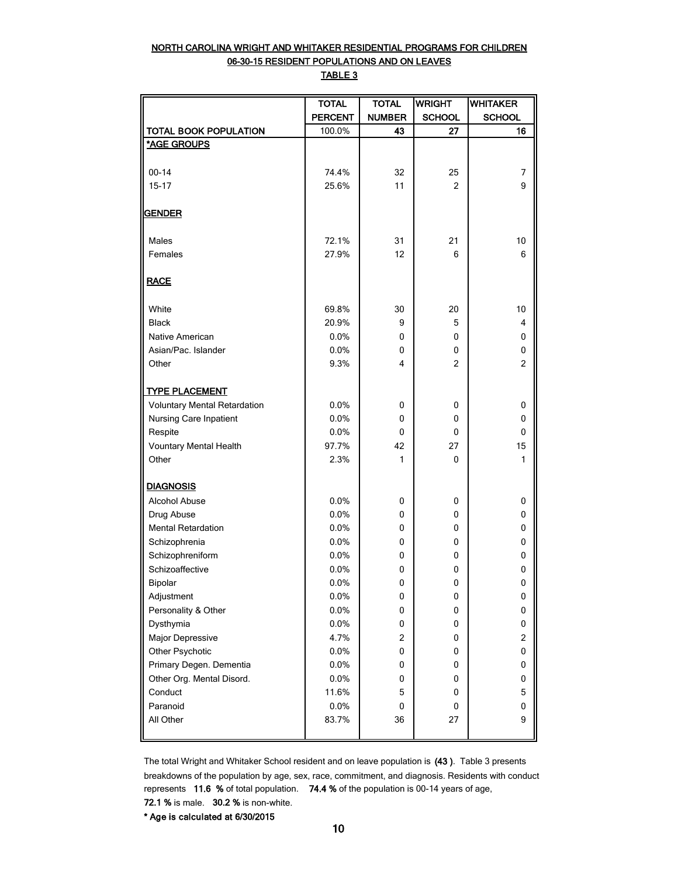# NORTH CAROLINA WRIGHT AND WHITAKER RESIDENTIAL PROGRAMS FOR CHILDREN

## 06-30-15 RESIDENT POPULATIONS AND ON LEAVES

### TABLE 3

| | TOTAL PERCENT | TOTAL NUMBER | WRIGHT SCHOOL | WHITAKER SCHOOL |
|---|---|---|---|---|
| TOTAL BOOK POPULATION | 100.0% | 43 | 27 | 16 |
| *AGE GROUPS | | | | |
| 00-14 | 74.4% | 32 | 25 | 7 |
| 15-17 | 25.6% | 11 | 2 | 9 |
| GENDER | | | | |
| Males | 72.1% | 31 | 21 | 10 |
| Females | 27.9% | 12 | 6 | 6 |
| RACE | | | | |
| White | 69.8% | 30 | 20 | 10 |
| Black | 20.9% | 9 | 5 | 4 |
| Native American | 0.0% | 0 | 0 | 0 |
| Asian/Pac. Islander | 0.0% | 0 | 0 | 0 |
| Other | 9.3% | 4 | 2 | 2 |
| TYPE PLACEMENT | | | | |
| Voluntary Mental Retardation | 0.0% | 0 | 0 | 0 |
| Nursing Care Inpatient | 0.0% | 0 | 0 | 0 |
| Respite | 0.0% | 0 | 0 | 0 |
| Vountary Mental Health | 97.7% | 42 | 27 | 15 |
| Other | 2.3% | 1 | 0 | 1 |
| DIAGNOSIS | | | | |
| Alcohol Abuse | 0.0% | 0 | 0 | 0 |
| Drug Abuse | 0.0% | 0 | 0 | 0 |
| Mental Retardation | 0.0% | 0 | 0 | 0 |
| Schizophrenia | 0.0% | 0 | 0 | 0 |
| Schizophreniform | 0.0% | 0 | 0 | 0 |
| Schizoaffective | 0.0% | 0 | 0 | 0 |
| Bipolar | 0.0% | 0 | 0 | 0 |
| Adjustment | 0.0% | 0 | 0 | 0 |
| Personality & Other | 0.0% | 0 | 0 | 0 |
| Dysthymia | 0.0% | 0 | 0 | 0 |
| Major Depressive | 4.7% | 2 | 0 | 2 |
| Other Psychotic | 0.0% | 0 | 0 | 0 |
| Primary Degen. Dementia | 0.0% | 0 | 0 | 0 |
| Other Org. Mental Disord. | 0.0% | 0 | 0 | 0 |
| Conduct | 11.6% | 5 | 0 | 5 |
| Paranoid | 0.0% | 0 | 0 | 0 |
| All Other | 83.7% | 36 | 27 | 9 |

The total Wright and Whitaker School resident and on leave population is **(43 )**. Table 3 presents breakdowns of the population by age, sex, race, commitment, and diagnosis. Residents with conduct represents **11.6 %** of total population. **74.4 %** of the population is 00-14 years of age, **72.1 %** is male. **30.2 %** is non-white.

**\* Age is calculated at 6/30/2015**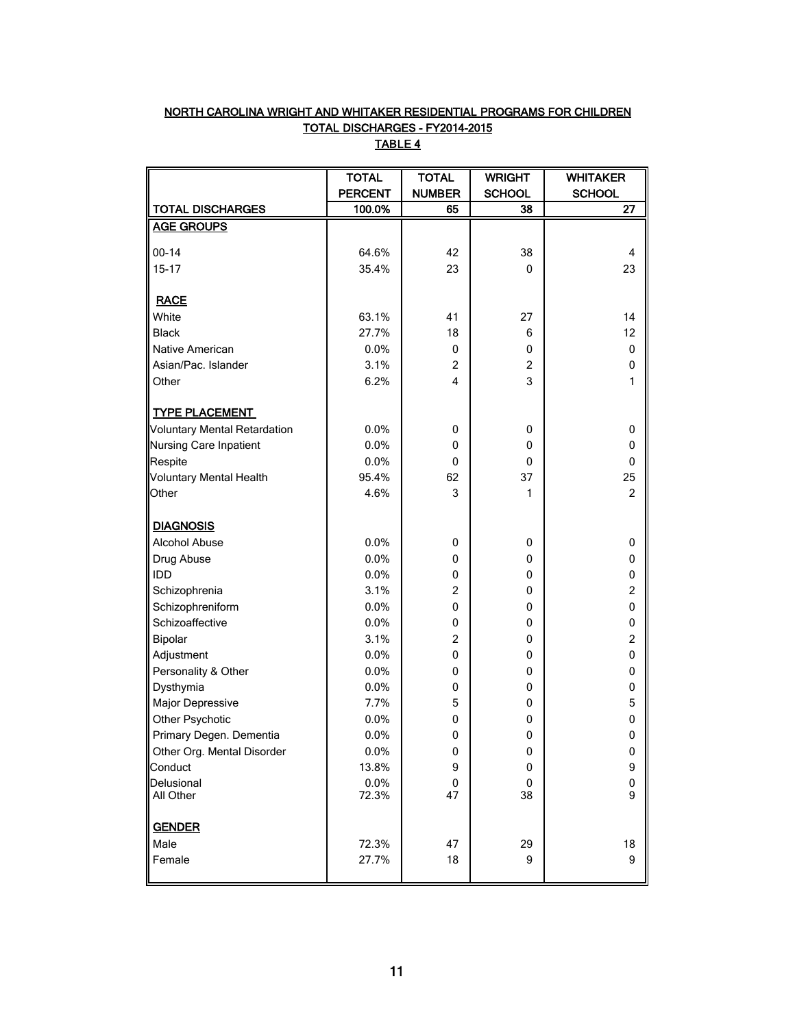**NORTH CAROLINA WRIGHT AND WHITAKER RESIDENTIAL PROGRAMS FOR CHILDREN**

**TOTAL DISCHARGES - FY2014-2015**

**TABLE 4**

| | TOTAL PERCENT | TOTAL NUMBER | WRIGHT SCHOOL | WHITAKER SCHOOL |
|---|---|---|---|---|
| **TOTAL DISCHARGES** | **100.0%** | **65** | **38** | **27** |
| **AGE GROUPS** | | | | |
| 00-14 | 64.6% | 42 | 38 | 4 |
| 15-17 | 35.4% | 23 | 0 | 23 |
| **RACE** | | | | |
| White | 63.1% | 41 | 27 | 14 |
| Black | 27.7% | 18 | 6 | 12 |
| Native American | 0.0% | 0 | 0 | 0 |
| Asian/Pac. Islander | 3.1% | 2 | 2 | 0 |
| Other | 6.2% | 4 | 3 | 1 |
| **TYPE PLACEMENT** | | | | |
| Voluntary Mental Retardation | 0.0% | 0 | 0 | 0 |
| Nursing Care Inpatient | 0.0% | 0 | 0 | 0 |
| Respite | 0.0% | 0 | 0 | 0 |
| Voluntary Mental Health | 95.4% | 62 | 37 | 25 |
| Other | 4.6% | 3 | 1 | 2 |
| **DIAGNOSIS** | | | | |
| Alcohol Abuse | 0.0% | 0 | 0 | 0 |
| Drug Abuse | 0.0% | 0 | 0 | 0 |
| IDD | 0.0% | 0 | 0 | 0 |
| Schizophrenia | 3.1% | 2 | 0 | 2 |
| Schizophreniform | 0.0% | 0 | 0 | 0 |
| Schizoaffective | 0.0% | 0 | 0 | 0 |
| Bipolar | 3.1% | 2 | 0 | 2 |
| Adjustment | 0.0% | 0 | 0 | 0 |
| Personality & Other | 0.0% | 0 | 0 | 0 |
| Dysthymia | 0.0% | 0 | 0 | 0 |
| Major Depressive | 7.7% | 5 | 0 | 5 |
| Other Psychotic | 0.0% | 0 | 0 | 0 |
| Primary Degen. Dementia | 0.0% | 0 | 0 | 0 |
| Other Org. Mental Disorder | 0.0% | 0 | 0 | 0 |
| Conduct | 13.8% | 9 | 0 | 9 |
| Delusional | 0.0% | 0 | 0 | 0 |
| All Other | 72.3% | 47 | 38 | 9 |
| **GENDER** | | | | |
| Male | 72.3% | 47 | 29 | 18 |
| Female | 27.7% | 18 | 9 | 9 |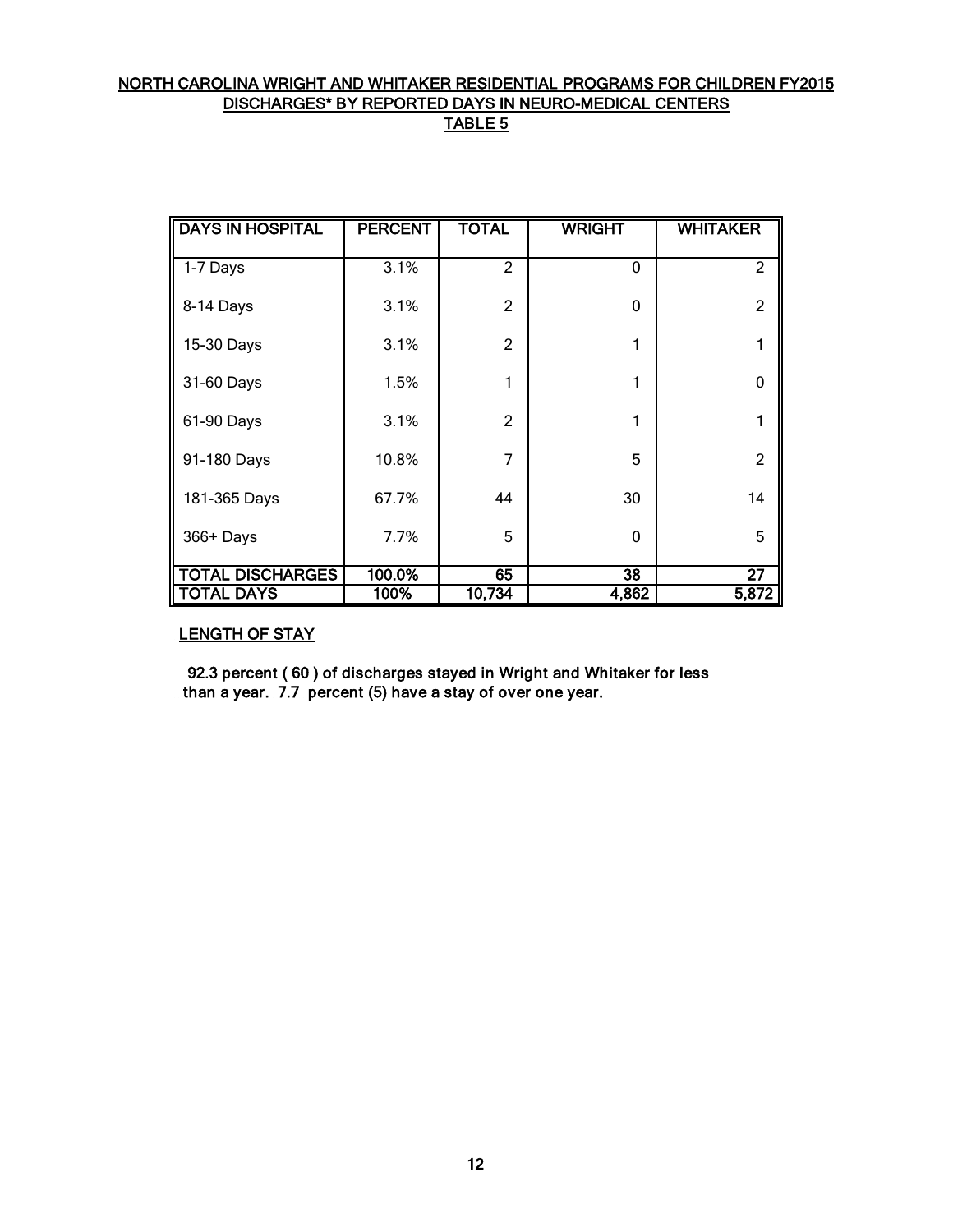# NORTH CAROLINA WRIGHT AND WHITAKER RESIDENTIAL PROGRAMS FOR CHILDREN FY2015
## DISCHARGES* BY REPORTED DAYS IN NEURO-MEDICAL CENTERS
## TABLE 5

| DAYS IN HOSPITAL | PERCENT | TOTAL | WRIGHT | WHITAKER |
|---|---|---|---|---|
| 1-7 Days | 3.1% | 2 | 0 | 2 |
| 8-14 Days | 3.1% | 2 | 0 | 2 |
| 15-30 Days | 3.1% | 2 | 1 | 1 |
| 31-60 Days | 1.5% | 1 | 1 | 0 |
| 61-90 Days | 3.1% | 2 | 1 | 1 |
| 91-180 Days | 10.8% | 7 | 5 | 2 |
| 181-365 Days | 67.7% | 44 | 30 | 14 |
| 366+ Days | 7.7% | 5 | 0 | 5 |
| TOTAL DISCHARGES | 100.0% | 65 | 38 | 27 |
| TOTAL DAYS | 100% | 10,734 | 4,862 | 5,872 |

### LENGTH OF STAY

**92.3 percent ( 60 ) of discharges stayed in Wright and Whitaker for less than a year. 7.7 percent (5) have a stay of over one year.**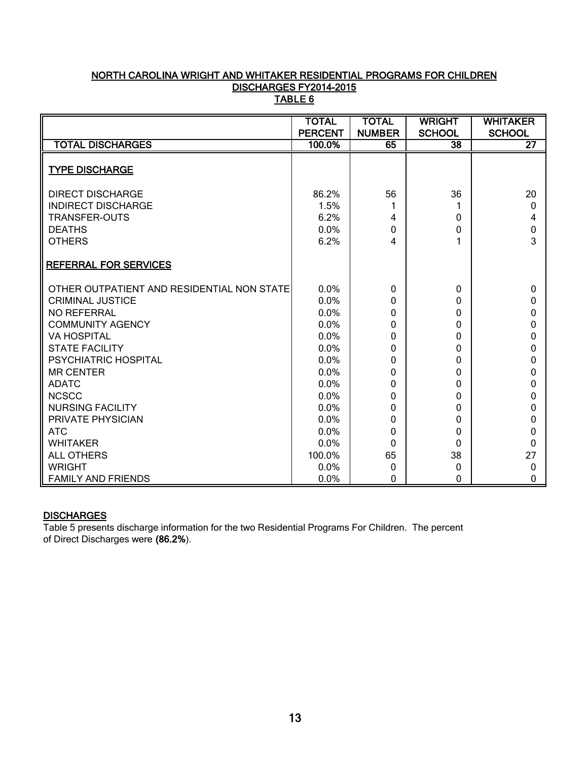# NORTH CAROLINA WRIGHT AND WHITAKER RESIDENTIAL PROGRAMS FOR CHILDREN
## DISCHARGES FY2014-2015
## TABLE 6

| | TOTAL PERCENT | TOTAL NUMBER | WRIGHT SCHOOL | WHITAKER SCHOOL |
|---|---|---|---|---|
| TOTAL DISCHARGES | 100.0% | 65 | 38 | 27 |
| **TYPE DISCHARGE** | | | | |
| DIRECT DISCHARGE | 86.2% | 56 | 36 | 20 |
| INDIRECT DISCHARGE | 1.5% | 1 | 1 | 0 |
| TRANSFER-OUTS | 6.2% | 4 | 0 | 4 |
| DEATHS | 0.0% | 0 | 0 | 0 |
| OTHERS | 6.2% | 4 | 1 | 3 |
| **REFERRAL FOR SERVICES** | | | | |
| OTHER OUTPATIENT AND RESIDENTIAL NON STATE | 0.0% | 0 | 0 | 0 |
| CRIMINAL JUSTICE | 0.0% | 0 | 0 | 0 |
| NO REFERRAL | 0.0% | 0 | 0 | 0 |
| COMMUNITY AGENCY | 0.0% | 0 | 0 | 0 |
| VA HOSPITAL | 0.0% | 0 | 0 | 0 |
| STATE FACILITY | 0.0% | 0 | 0 | 0 |
| PSYCHIATRIC HOSPITAL | 0.0% | 0 | 0 | 0 |
| MR CENTER | 0.0% | 0 | 0 | 0 |
| ADATC | 0.0% | 0 | 0 | 0 |
| NCSCC | 0.0% | 0 | 0 | 0 |
| NURSING FACILITY | 0.0% | 0 | 0 | 0 |
| PRIVATE PHYSICIAN | 0.0% | 0 | 0 | 0 |
| ATC | 0.0% | 0 | 0 | 0 |
| WHITAKER | 0.0% | 0 | 0 | 0 |
| ALL OTHERS | 100.0% | 65 | 38 | 27 |
| WRIGHT | 0.0% | 0 | 0 | 0 |
| FAMILY AND FRIENDS | 0.0% | 0 | 0 | 0 |

**DISCHARGES**

Table 5 presents discharge information for the two Residential Programs For Children. The percent of Direct Discharges were **(86.2%)**.